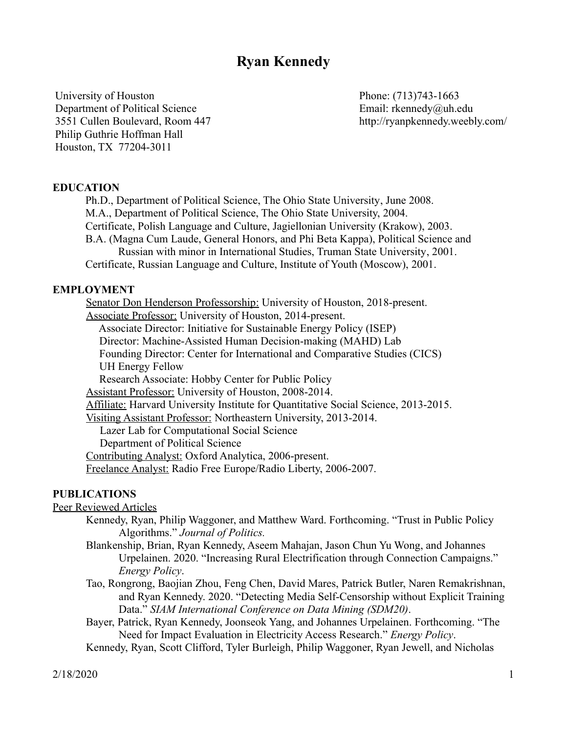# Ryan Kennedy

University of Houston
Department of Political Science
3551 Cullen Boulevard, Room 447
Philip Guthrie Hoffman Hall
Houston, TX 77204-3011

Phone: (713)743-1663
Email: rkennedy@uh.edu
http://ryanpkennedy.weebly.com/

## EDUCATION

Ph.D., Department of Political Science, The Ohio State University, June 2008.
M.A., Department of Political Science, The Ohio State University, 2004.
Certificate, Polish Language and Culture, Jagiellonian University (Krakow), 2003.
B.A. (Magna Cum Laude, General Honors, and Phi Beta Kappa), Political Science and Russian with minor in International Studies, Truman State University, 2001.
Certificate, Russian Language and Culture, Institute of Youth (Moscow), 2001.

## EMPLOYMENT

Senator Don Henderson Professorship: University of Houston, 2018-present.
Associate Professor: University of Houston, 2014-present.
- Associate Director: Initiative for Sustainable Energy Policy (ISEP)
- Director: Machine-Assisted Human Decision-making (MAHD) Lab
- Founding Director: Center for International and Comparative Studies (CICS)
- UH Energy Fellow
- Research Associate: Hobby Center for Public Policy

Assistant Professor: University of Houston, 2008-2014.
Affiliate: Harvard University Institute for Quantitative Social Science, 2013-2015.
Visiting Assistant Professor: Northeastern University, 2013-2014.
- Lazer Lab for Computational Social Science
- Department of Political Science

Contributing Analyst: Oxford Analytica, 2006-present.
Freelance Analyst: Radio Free Europe/Radio Liberty, 2006-2007.

## PUBLICATIONS

Peer Reviewed Articles

Kennedy, Ryan, Philip Waggoner, and Matthew Ward. Forthcoming. "Trust in Public Policy Algorithms." *Journal of Politics.*

Blankenship, Brian, Ryan Kennedy, Aseem Mahajan, Jason Chun Yu Wong, and Johannes Urpelainen. 2020. "Increasing Rural Electrification through Connection Campaigns." *Energy Policy*.

Tao, Rongrong, Baojian Zhou, Feng Chen, David Mares, Patrick Butler, Naren Remakrishnan, and Ryan Kennedy. 2020. "Detecting Media Self-Censorship without Explicit Training Data." *SIAM International Conference on Data Mining (SDM20)*.

Bayer, Patrick, Ryan Kennedy, Joonseok Yang, and Johannes Urpelainen. Forthcoming. "The Need for Impact Evaluation in Electricity Access Research." *Energy Policy*.

Kennedy, Ryan, Scott Clifford, Tyler Burleigh, Philip Waggoner, Ryan Jewell, and Nicholas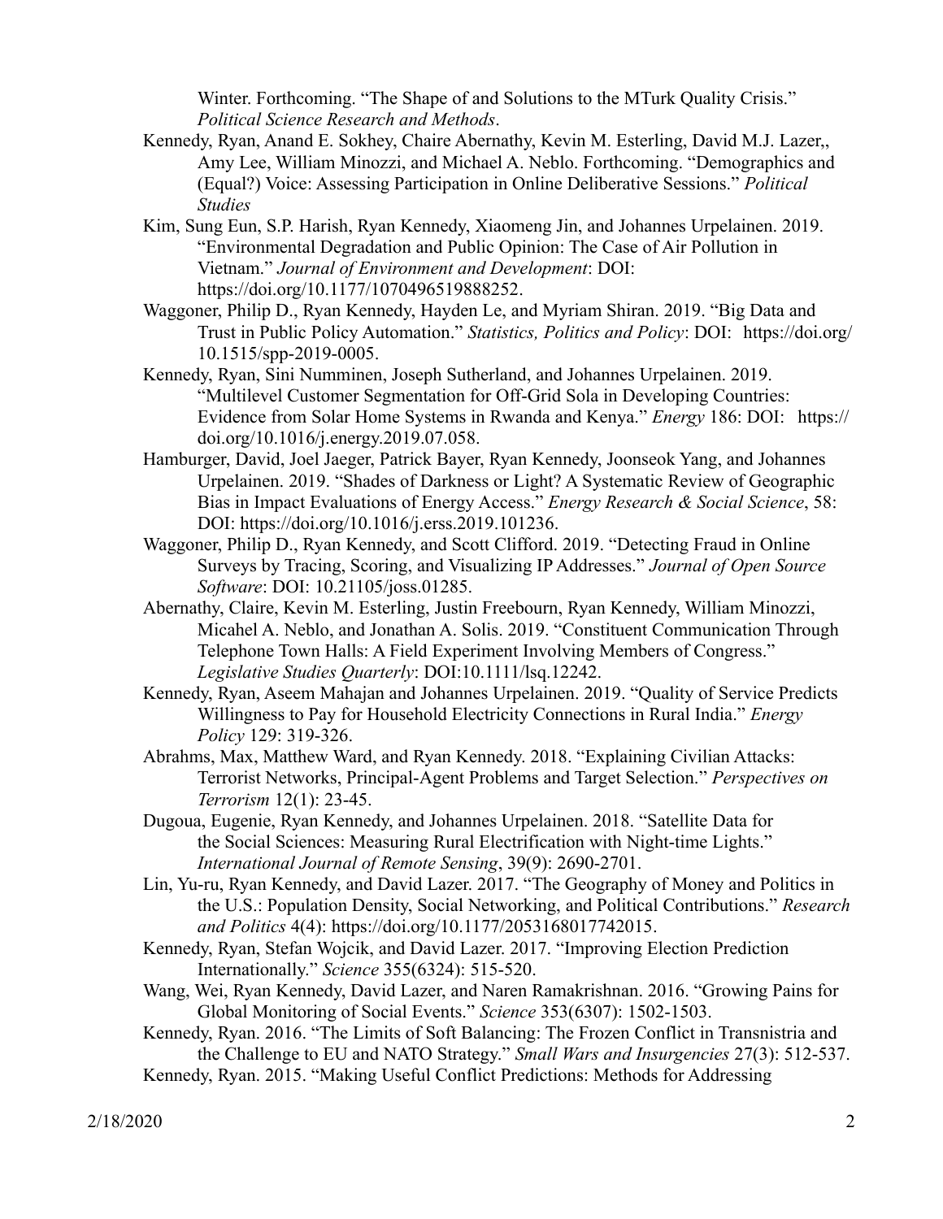Winter. Forthcoming. "The Shape of and Solutions to the MTurk Quality Crisis." *Political Science Research and Methods*.

Kennedy, Ryan, Anand E. Sokhey, Chaire Abernathy, Kevin M. Esterling, David M.J. Lazer,, Amy Lee, William Minozzi, and Michael A. Neblo. Forthcoming. "Demographics and (Equal?) Voice: Assessing Participation in Online Deliberative Sessions." *Political Studies*

Kim, Sung Eun, S.P. Harish, Ryan Kennedy, Xiaomeng Jin, and Johannes Urpelainen. 2019. "Environmental Degradation and Public Opinion: The Case of Air Pollution in Vietnam." *Journal of Environment and Development*: DOI: https://doi.org/10.1177/1070496519888252.

Waggoner, Philip D., Ryan Kennedy, Hayden Le, and Myriam Shiran. 2019. "Big Data and Trust in Public Policy Automation." *Statistics, Politics and Policy*: DOI: https://doi.org/10.1515/spp-2019-0005.

Kennedy, Ryan, Sini Numminen, Joseph Sutherland, and Johannes Urpelainen. 2019. "Multilevel Customer Segmentation for Off-Grid Sola in Developing Countries: Evidence from Solar Home Systems in Rwanda and Kenya." *Energy* 186: DOI: https://doi.org/10.1016/j.energy.2019.07.058.

Hamburger, David, Joel Jaeger, Patrick Bayer, Ryan Kennedy, Joonseok Yang, and Johannes Urpelainen. 2019. "Shades of Darkness or Light? A Systematic Review of Geographic Bias in Impact Evaluations of Energy Access." *Energy Research & Social Science*, 58: DOI: https://doi.org/10.1016/j.erss.2019.101236.

Waggoner, Philip D., Ryan Kennedy, and Scott Clifford. 2019. "Detecting Fraud in Online Surveys by Tracing, Scoring, and Visualizing IP Addresses." *Journal of Open Source Software*: DOI: 10.21105/joss.01285.

Abernathy, Claire, Kevin M. Esterling, Justin Freebourn, Ryan Kennedy, William Minozzi, Micahel A. Neblo, and Jonathan A. Solis. 2019. "Constituent Communication Through Telephone Town Halls: A Field Experiment Involving Members of Congress." *Legislative Studies Quarterly*: DOI:10.1111/lsq.12242.

Kennedy, Ryan, Aseem Mahajan and Johannes Urpelainen. 2019. "Quality of Service Predicts Willingness to Pay for Household Electricity Connections in Rural India." *Energy Policy* 129: 319-326.

Abrahms, Max, Matthew Ward, and Ryan Kennedy. 2018. "Explaining Civilian Attacks: Terrorist Networks, Principal-Agent Problems and Target Selection." *Perspectives on Terrorism* 12(1): 23-45.

Dugoua, Eugenie, Ryan Kennedy, and Johannes Urpelainen. 2018. "Satellite Data for the Social Sciences: Measuring Rural Electrification with Night-time Lights." *International Journal of Remote Sensing*, 39(9): 2690-2701.

Lin, Yu-ru, Ryan Kennedy, and David Lazer. 2017. "The Geography of Money and Politics in the U.S.: Population Density, Social Networking, and Political Contributions." *Research and Politics* 4(4): https://doi.org/10.1177/2053168017742015.

Kennedy, Ryan, Stefan Wojcik, and David Lazer. 2017. "Improving Election Prediction Internationally." *Science* 355(6324): 515-520.

Wang, Wei, Ryan Kennedy, David Lazer, and Naren Ramakrishnan. 2016. "Growing Pains for Global Monitoring of Social Events." *Science* 353(6307): 1502-1503.

Kennedy, Ryan. 2016. "The Limits of Soft Balancing: The Frozen Conflict in Transnistria and the Challenge to EU and NATO Strategy." *Small Wars and Insurgencies* 27(3): 512-537.

Kennedy, Ryan. 2015. "Making Useful Conflict Predictions: Methods for Addressing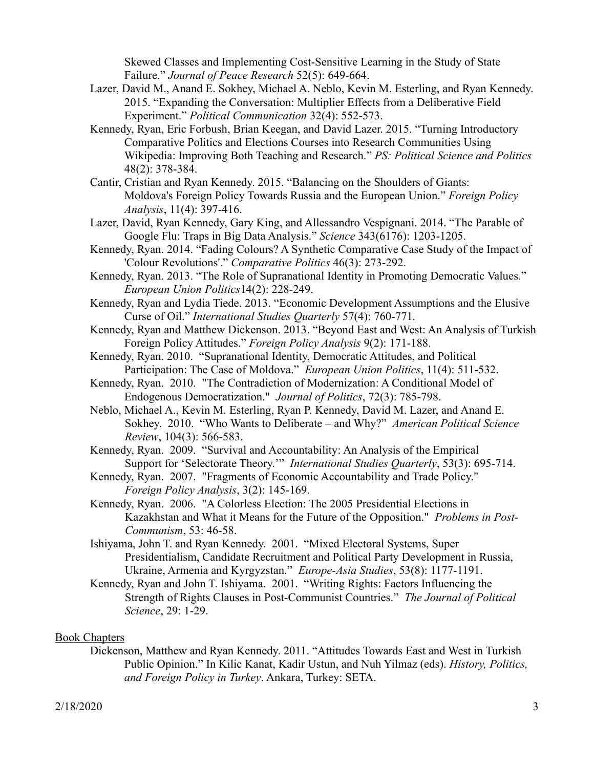Skewed Classes and Implementing Cost-Sensitive Learning in the Study of State Failure." *Journal of Peace Research* 52(5): 649-664.

Lazer, David M., Anand E. Sokhey, Michael A. Neblo, Kevin M. Esterling, and Ryan Kennedy. 2015. "Expanding the Conversation: Multiplier Effects from a Deliberative Field Experiment." *Political Communication* 32(4): 552-573.

Kennedy, Ryan, Eric Forbush, Brian Keegan, and David Lazer. 2015. "Turning Introductory Comparative Politics and Elections Courses into Research Communities Using Wikipedia: Improving Both Teaching and Research." *PS: Political Science and Politics* 48(2): 378-384.

Cantir, Cristian and Ryan Kennedy. 2015. "Balancing on the Shoulders of Giants: Moldova's Foreign Policy Towards Russia and the European Union." *Foreign Policy Analysis*, 11(4): 397-416.

Lazer, David, Ryan Kennedy, Gary King, and Allessandro Vespignani. 2014. "The Parable of Google Flu: Traps in Big Data Analysis." *Science* 343(6176): 1203-1205.

Kennedy, Ryan. 2014. "Fading Colours? A Synthetic Comparative Case Study of the Impact of 'Colour Revolutions'." *Comparative Politics* 46(3): 273-292.

Kennedy, Ryan. 2013. "The Role of Supranational Identity in Promoting Democratic Values." *European Union Politics*14(2): 228-249.

Kennedy, Ryan and Lydia Tiede. 2013. "Economic Development Assumptions and the Elusive Curse of Oil." *International Studies Quarterly* 57(4): 760-771.

Kennedy, Ryan and Matthew Dickenson. 2013. "Beyond East and West: An Analysis of Turkish Foreign Policy Attitudes." *Foreign Policy Analysis* 9(2): 171-188.

Kennedy, Ryan. 2010. "Supranational Identity, Democratic Attitudes, and Political Participation: The Case of Moldova." *European Union Politics*, 11(4): 511-532.

Kennedy, Ryan. 2010. "The Contradiction of Modernization: A Conditional Model of Endogenous Democratization." *Journal of Politics*, 72(3): 785-798.

Neblo, Michael A., Kevin M. Esterling, Ryan P. Kennedy, David M. Lazer, and Anand E. Sokhey. 2010. "Who Wants to Deliberate – and Why?" *American Political Science Review*, 104(3): 566-583.

Kennedy, Ryan. 2009. "Survival and Accountability: An Analysis of the Empirical Support for 'Selectorate Theory.'" *International Studies Quarterly*, 53(3): 695-714.

Kennedy, Ryan. 2007. "Fragments of Economic Accountability and Trade Policy." *Foreign Policy Analysis*, 3(2): 145-169.

Kennedy, Ryan. 2006. "A Colorless Election: The 2005 Presidential Elections in Kazakhstan and What it Means for the Future of the Opposition." *Problems in Post-Communism*, 53: 46-58.

Ishiyama, John T. and Ryan Kennedy. 2001. "Mixed Electoral Systems, Super Presidentialism, Candidate Recruitment and Political Party Development in Russia, Ukraine, Armenia and Kyrgyzstan." *Europe-Asia Studies*, 53(8): 1177-1191.

Kennedy, Ryan and John T. Ishiyama. 2001. "Writing Rights: Factors Influencing the Strength of Rights Clauses in Post-Communist Countries." *The Journal of Political Science*, 29: 1-29.

Book Chapters

Dickenson, Matthew and Ryan Kennedy. 2011. "Attitudes Towards East and West in Turkish Public Opinion." In Kilic Kanat, Kadir Ustun, and Nuh Yilmaz (eds). *History, Politics, and Foreign Policy in Turkey*. Ankara, Turkey: SETA.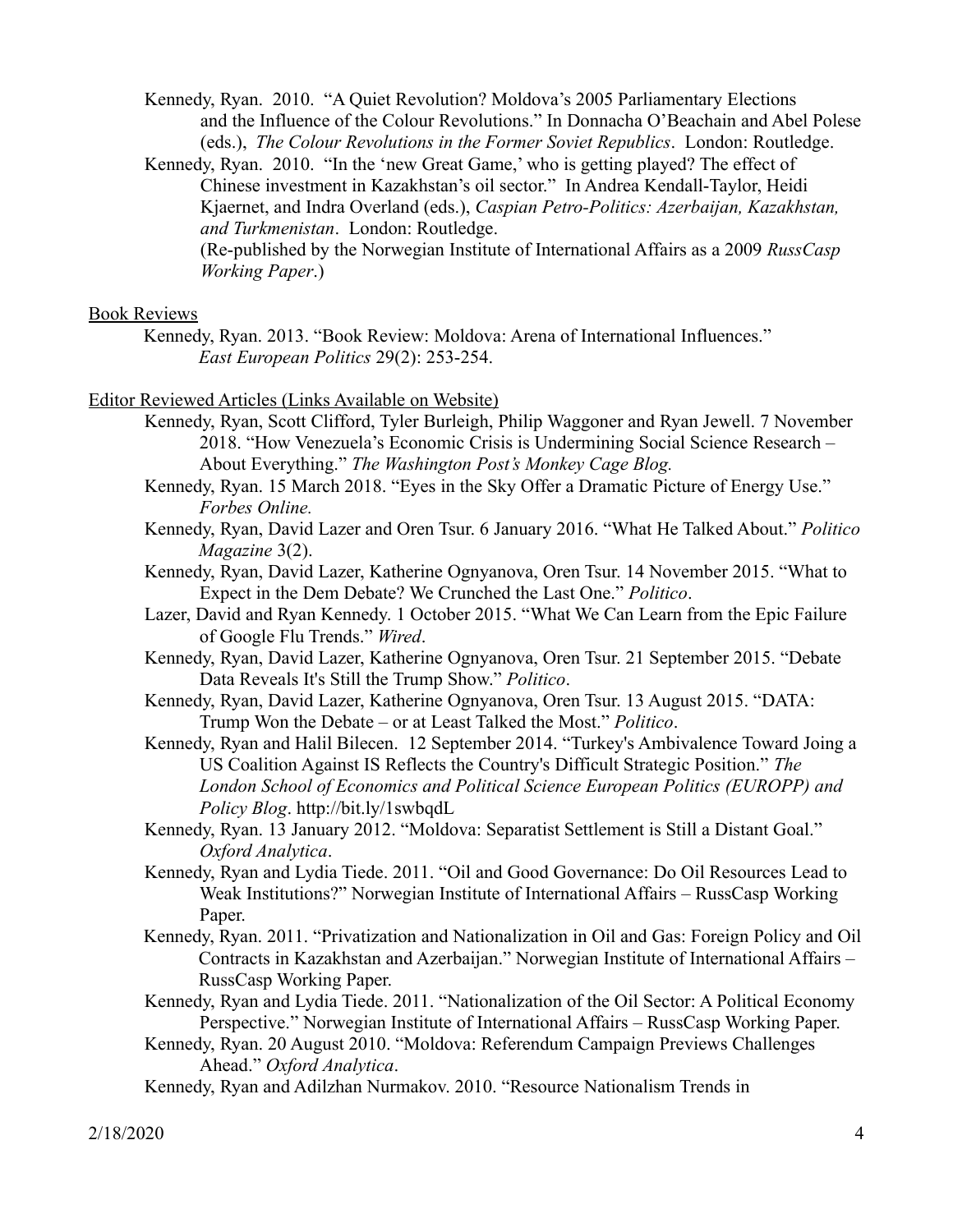Kennedy, Ryan. 2010. "A Quiet Revolution? Moldova's 2005 Parliamentary Elections and the Influence of the Colour Revolutions." In Donnacha O'Beachain and Abel Polese (eds.), *The Colour Revolutions in the Former Soviet Republics*. London: Routledge.

Kennedy, Ryan. 2010. "In the 'new Great Game,' who is getting played? The effect of Chinese investment in Kazakhstan's oil sector." In Andrea Kendall-Taylor, Heidi Kjaernet, and Indra Overland (eds.), *Caspian Petro-Politics: Azerbaijan, Kazakhstan, and Turkmenistan*. London: Routledge. (Re-published by the Norwegian Institute of International Affairs as a 2009 *RussCasp Working Paper*.)

Book Reviews

Kennedy, Ryan. 2013. "Book Review: Moldova: Arena of International Influences." *East European Politics* 29(2): 253-254.

Editor Reviewed Articles (Links Available on Website)

Kennedy, Ryan, Scott Clifford, Tyler Burleigh, Philip Waggoner and Ryan Jewell. 7 November 2018. "How Venezuela's Economic Crisis is Undermining Social Science Research – About Everything." *The Washington Post's Monkey Cage Blog.*

Kennedy, Ryan. 15 March 2018. "Eyes in the Sky Offer a Dramatic Picture of Energy Use." *Forbes Online.*

Kennedy, Ryan, David Lazer and Oren Tsur. 6 January 2016. "What He Talked About." *Politico Magazine* 3(2).

Kennedy, Ryan, David Lazer, Katherine Ognyanova, Oren Tsur. 14 November 2015. "What to Expect in the Dem Debate? We Crunched the Last One." *Politico*.

Lazer, David and Ryan Kennedy. 1 October 2015. "What We Can Learn from the Epic Failure of Google Flu Trends." *Wired*.

Kennedy, Ryan, David Lazer, Katherine Ognyanova, Oren Tsur. 21 September 2015. "Debate Data Reveals It's Still the Trump Show." *Politico*.

Kennedy, Ryan, David Lazer, Katherine Ognyanova, Oren Tsur. 13 August 2015. "DATA: Trump Won the Debate – or at Least Talked the Most." *Politico*.

Kennedy, Ryan and Halil Bilecen. 12 September 2014. "Turkey's Ambivalence Toward Joing a US Coalition Against IS Reflects the Country's Difficult Strategic Position." *The London School of Economics and Political Science European Politics (EUROPP) and Policy Blog*. http://bit.ly/1swbqdL

Kennedy, Ryan. 13 January 2012. "Moldova: Separatist Settlement is Still a Distant Goal." *Oxford Analytica*.

Kennedy, Ryan and Lydia Tiede. 2011. "Oil and Good Governance: Do Oil Resources Lead to Weak Institutions?" Norwegian Institute of International Affairs – RussCasp Working Paper.

Kennedy, Ryan. 2011. "Privatization and Nationalization in Oil and Gas: Foreign Policy and Oil Contracts in Kazakhstan and Azerbaijan." Norwegian Institute of International Affairs – RussCasp Working Paper.

Kennedy, Ryan and Lydia Tiede. 2011. "Nationalization of the Oil Sector: A Political Economy Perspective." Norwegian Institute of International Affairs – RussCasp Working Paper.

Kennedy, Ryan. 20 August 2010. "Moldova: Referendum Campaign Previews Challenges Ahead." *Oxford Analytica*.

Kennedy, Ryan and Adilzhan Nurmakov. 2010. "Resource Nationalism Trends in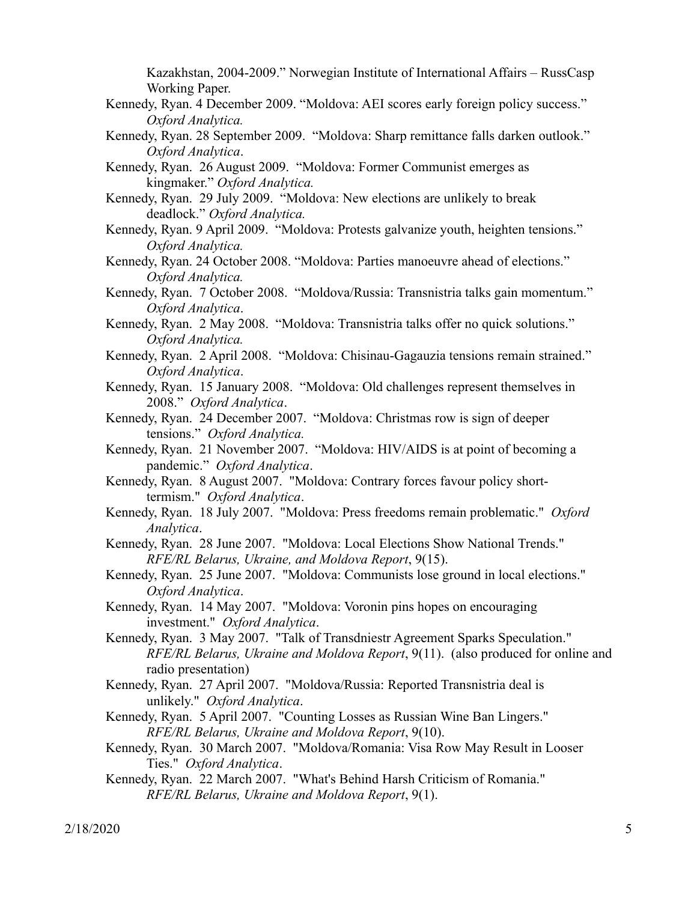Kazakhstan, 2004-2009." Norwegian Institute of International Affairs – RussCasp Working Paper.

Kennedy, Ryan. 4 December 2009. "Moldova: AEI scores early foreign policy success." *Oxford Analytica.*

Kennedy, Ryan. 28 September 2009. "Moldova: Sharp remittance falls darken outlook." *Oxford Analytica*.

Kennedy, Ryan. 26 August 2009. "Moldova: Former Communist emerges as kingmaker." *Oxford Analytica.*

Kennedy, Ryan. 29 July 2009. "Moldova: New elections are unlikely to break deadlock." *Oxford Analytica.*

Kennedy, Ryan. 9 April 2009. "Moldova: Protests galvanize youth, heighten tensions." *Oxford Analytica.*

Kennedy, Ryan. 24 October 2008. "Moldova: Parties manoeuvre ahead of elections." *Oxford Analytica.*

Kennedy, Ryan. 7 October 2008. "Moldova/Russia: Transnistria talks gain momentum." *Oxford Analytica*.

Kennedy, Ryan. 2 May 2008. "Moldova: Transnistria talks offer no quick solutions." *Oxford Analytica.*

Kennedy, Ryan. 2 April 2008. "Moldova: Chisinau-Gagauzia tensions remain strained." *Oxford Analytica*.

Kennedy, Ryan. 15 January 2008. "Moldova: Old challenges represent themselves in 2008." *Oxford Analytica*.

Kennedy, Ryan. 24 December 2007. "Moldova: Christmas row is sign of deeper tensions." *Oxford Analytica.*

Kennedy, Ryan. 21 November 2007. "Moldova: HIV/AIDS is at point of becoming a pandemic." *Oxford Analytica*.

Kennedy, Ryan. 8 August 2007. "Moldova: Contrary forces favour policy short-termism." *Oxford Analytica*.

Kennedy, Ryan. 18 July 2007. "Moldova: Press freedoms remain problematic." *Oxford Analytica*.

Kennedy, Ryan. 28 June 2007. "Moldova: Local Elections Show National Trends." *RFE/RL Belarus, Ukraine, and Moldova Report*, 9(15).

Kennedy, Ryan. 25 June 2007. "Moldova: Communists lose ground in local elections." *Oxford Analytica*.

Kennedy, Ryan. 14 May 2007. "Moldova: Voronin pins hopes on encouraging investment." *Oxford Analytica*.

Kennedy, Ryan. 3 May 2007. "Talk of Transdniestr Agreement Sparks Speculation." *RFE/RL Belarus, Ukraine and Moldova Report*, 9(11). (also produced for online and radio presentation)

Kennedy, Ryan. 27 April 2007. "Moldova/Russia: Reported Transnistria deal is unlikely." *Oxford Analytica*.

Kennedy, Ryan. 5 April 2007. "Counting Losses as Russian Wine Ban Lingers." *RFE/RL Belarus, Ukraine and Moldova Report*, 9(10).

Kennedy, Ryan. 30 March 2007. "Moldova/Romania: Visa Row May Result in Looser Ties." *Oxford Analytica*.

Kennedy, Ryan. 22 March 2007. "What's Behind Harsh Criticism of Romania." *RFE/RL Belarus, Ukraine and Moldova Report*, 9(1).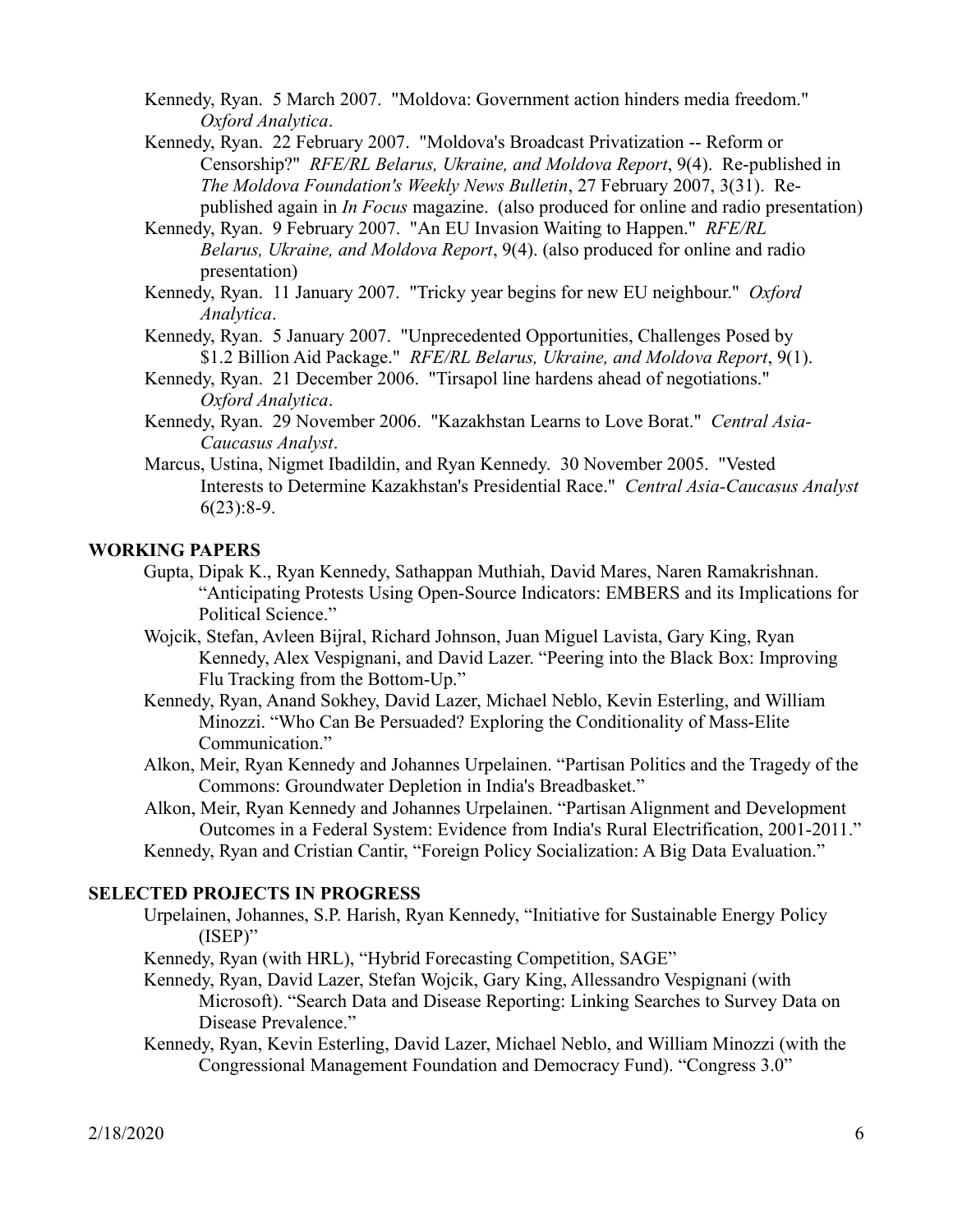Kennedy, Ryan. 5 March 2007. "Moldova: Government action hinders media freedom." *Oxford Analytica*.

Kennedy, Ryan. 22 February 2007. "Moldova's Broadcast Privatization -- Reform or Censorship?" *RFE/RL Belarus, Ukraine, and Moldova Report*, 9(4). Re-published in *The Moldova Foundation's Weekly News Bulletin*, 27 February 2007, 3(31). Re-published again in *In Focus* magazine. (also produced for online and radio presentation)

Kennedy, Ryan. 9 February 2007. "An EU Invasion Waiting to Happen." *RFE/RL Belarus, Ukraine, and Moldova Report*, 9(4). (also produced for online and radio presentation)

Kennedy, Ryan. 11 January 2007. "Tricky year begins for new EU neighbour." *Oxford Analytica*.

Kennedy, Ryan. 5 January 2007. "Unprecedented Opportunities, Challenges Posed by $1.2 Billion Aid Package." *RFE/RL Belarus, Ukraine, and Moldova Report*, 9(1).

Kennedy, Ryan. 21 December 2006. "Tirsapol line hardens ahead of negotiations." *Oxford Analytica*.

Kennedy, Ryan. 29 November 2006. "Kazakhstan Learns to Love Borat." *Central Asia-Caucasus Analyst*.

Marcus, Ustina, Nigmet Ibadildin, and Ryan Kennedy. 30 November 2005. "Vested Interests to Determine Kazakhstan's Presidential Race." *Central Asia-Caucasus Analyst* 6(23):8-9.

## WORKING PAPERS

Gupta, Dipak K., Ryan Kennedy, Sathappan Muthiah, David Mares, Naren Ramakrishnan. "Anticipating Protests Using Open-Source Indicators: EMBERS and its Implications for Political Science."

Wojcik, Stefan, Avleen Bijral, Richard Johnson, Juan Miguel Lavista, Gary King, Ryan Kennedy, Alex Vespignani, and David Lazer. "Peering into the Black Box: Improving Flu Tracking from the Bottom-Up."

Kennedy, Ryan, Anand Sokhey, David Lazer, Michael Neblo, Kevin Esterling, and William Minozzi. "Who Can Be Persuaded? Exploring the Conditionality of Mass-Elite Communication."

Alkon, Meir, Ryan Kennedy and Johannes Urpelainen. "Partisan Politics and the Tragedy of the Commons: Groundwater Depletion in India's Breadbasket."

Alkon, Meir, Ryan Kennedy and Johannes Urpelainen. "Partisan Alignment and Development Outcomes in a Federal System: Evidence from India's Rural Electrification, 2001-2011."

Kennedy, Ryan and Cristian Cantir, "Foreign Policy Socialization: A Big Data Evaluation."

## SELECTED PROJECTS IN PROGRESS

Urpelainen, Johannes, S.P. Harish, Ryan Kennedy, "Initiative for Sustainable Energy Policy (ISEP)"

Kennedy, Ryan (with HRL), "Hybrid Forecasting Competition, SAGE"

Kennedy, Ryan, David Lazer, Stefan Wojcik, Gary King, Allessandro Vespignani (with Microsoft). "Search Data and Disease Reporting: Linking Searches to Survey Data on Disease Prevalence."

Kennedy, Ryan, Kevin Esterling, David Lazer, Michael Neblo, and William Minozzi (with the Congressional Management Foundation and Democracy Fund). "Congress 3.0"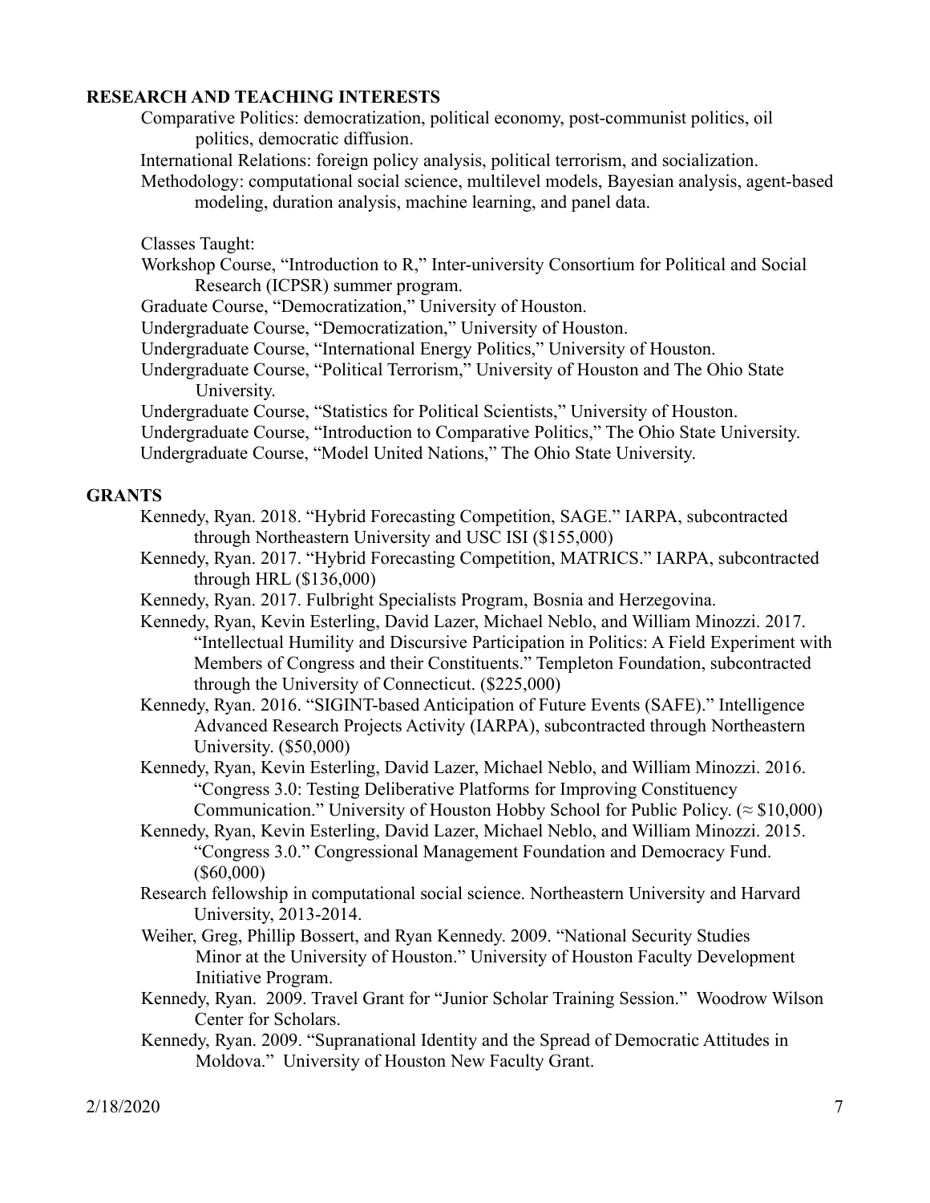## RESEARCH AND TEACHING INTERESTS

Comparative Politics: democratization, political economy, post-communist politics, oil politics, democratic diffusion.

International Relations: foreign policy analysis, political terrorism, and socialization.

Methodology: computational social science, multilevel models, Bayesian analysis, agent-based modeling, duration analysis, machine learning, and panel data.

Classes Taught:

Workshop Course, "Introduction to R," Inter-university Consortium for Political and Social Research (ICPSR) summer program.

Graduate Course, "Democratization," University of Houston.

Undergraduate Course, "Democratization," University of Houston.

Undergraduate Course, "International Energy Politics," University of Houston.

Undergraduate Course, "Political Terrorism," University of Houston and The Ohio State University.

Undergraduate Course, "Statistics for Political Scientists," University of Houston.

Undergraduate Course, "Introduction to Comparative Politics," The Ohio State University.

Undergraduate Course, "Model United Nations," The Ohio State University.

## GRANTS

Kennedy, Ryan. 2018. "Hybrid Forecasting Competition, SAGE." IARPA, subcontracted through Northeastern University and USC ISI ($155,000)

Kennedy, Ryan. 2017. "Hybrid Forecasting Competition, MATRICS." IARPA, subcontracted through HRL ($136,000)

Kennedy, Ryan. 2017. Fulbright Specialists Program, Bosnia and Herzegovina.

Kennedy, Ryan, Kevin Esterling, David Lazer, Michael Neblo, and William Minozzi. 2017. "Intellectual Humility and Discursive Participation in Politics: A Field Experiment with Members of Congress and their Constituents." Templeton Foundation, subcontracted through the University of Connecticut. ($225,000)

Kennedy, Ryan. 2016. "SIGINT-based Anticipation of Future Events (SAFE)." Intelligence Advanced Research Projects Activity (IARPA), subcontracted through Northeastern University. ($50,000)

Kennedy, Ryan, Kevin Esterling, David Lazer, Michael Neblo, and William Minozzi. 2016. "Congress 3.0: Testing Deliberative Platforms for Improving Constituency Communication." University of Houston Hobby School for Public Policy. (≈ $10,000)

Kennedy, Ryan, Kevin Esterling, David Lazer, Michael Neblo, and William Minozzi. 2015. "Congress 3.0." Congressional Management Foundation and Democracy Fund. ($60,000)

Research fellowship in computational social science. Northeastern University and Harvard University, 2013-2014.

Weiher, Greg, Phillip Bossert, and Ryan Kennedy. 2009. "National Security Studies Minor at the University of Houston." University of Houston Faculty Development Initiative Program.

Kennedy, Ryan. 2009. Travel Grant for "Junior Scholar Training Session." Woodrow Wilson Center for Scholars.

Kennedy, Ryan. 2009. "Supranational Identity and the Spread of Democratic Attitudes in Moldova." University of Houston New Faculty Grant.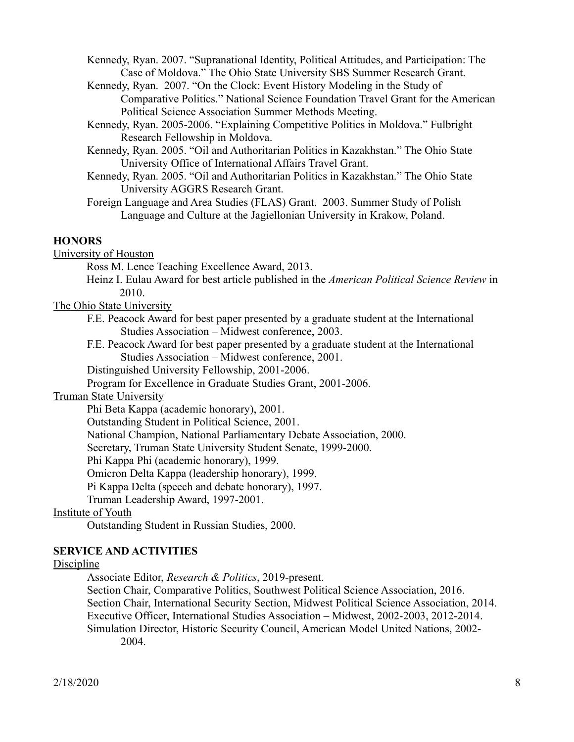Kennedy, Ryan. 2007. "Supranational Identity, Political Attitudes, and Participation: The Case of Moldova." The Ohio State University SBS Summer Research Grant.

Kennedy, Ryan. 2007. "On the Clock: Event History Modeling in the Study of Comparative Politics." National Science Foundation Travel Grant for the American Political Science Association Summer Methods Meeting.

Kennedy, Ryan. 2005-2006. "Explaining Competitive Politics in Moldova." Fulbright Research Fellowship in Moldova.

Kennedy, Ryan. 2005. "Oil and Authoritarian Politics in Kazakhstan." The Ohio State University Office of International Affairs Travel Grant.

Kennedy, Ryan. 2005. "Oil and Authoritarian Politics in Kazakhstan." The Ohio State University AGGRS Research Grant.

Foreign Language and Area Studies (FLAS) Grant. 2003. Summer Study of Polish Language and Culture at the Jagiellonian University in Krakow, Poland.

## HONORS

University of Houston

Ross M. Lence Teaching Excellence Award, 2013.

Heinz I. Eulau Award for best article published in the *American Political Science Review* in 2010.

The Ohio State University

F.E. Peacock Award for best paper presented by a graduate student at the International Studies Association – Midwest conference, 2003.

F.E. Peacock Award for best paper presented by a graduate student at the International Studies Association – Midwest conference, 2001.

Distinguished University Fellowship, 2001-2006.

Program for Excellence in Graduate Studies Grant, 2001-2006.

Truman State University

Phi Beta Kappa (academic honorary), 2001.

Outstanding Student in Political Science, 2001.

National Champion, National Parliamentary Debate Association, 2000.

Secretary, Truman State University Student Senate, 1999-2000.

Phi Kappa Phi (academic honorary), 1999.

Omicron Delta Kappa (leadership honorary), 1999.

Pi Kappa Delta (speech and debate honorary), 1997.

Truman Leadership Award, 1997-2001.

Institute of Youth

Outstanding Student in Russian Studies, 2000.

## SERVICE AND ACTIVITIES

Discipline

Associate Editor, *Research & Politics*, 2019-present.

Section Chair, Comparative Politics, Southwest Political Science Association, 2016.

Section Chair, International Security Section, Midwest Political Science Association, 2014.

Executive Officer, International Studies Association – Midwest, 2002-2003, 2012-2014.

Simulation Director, Historic Security Council, American Model United Nations, 2002-2004.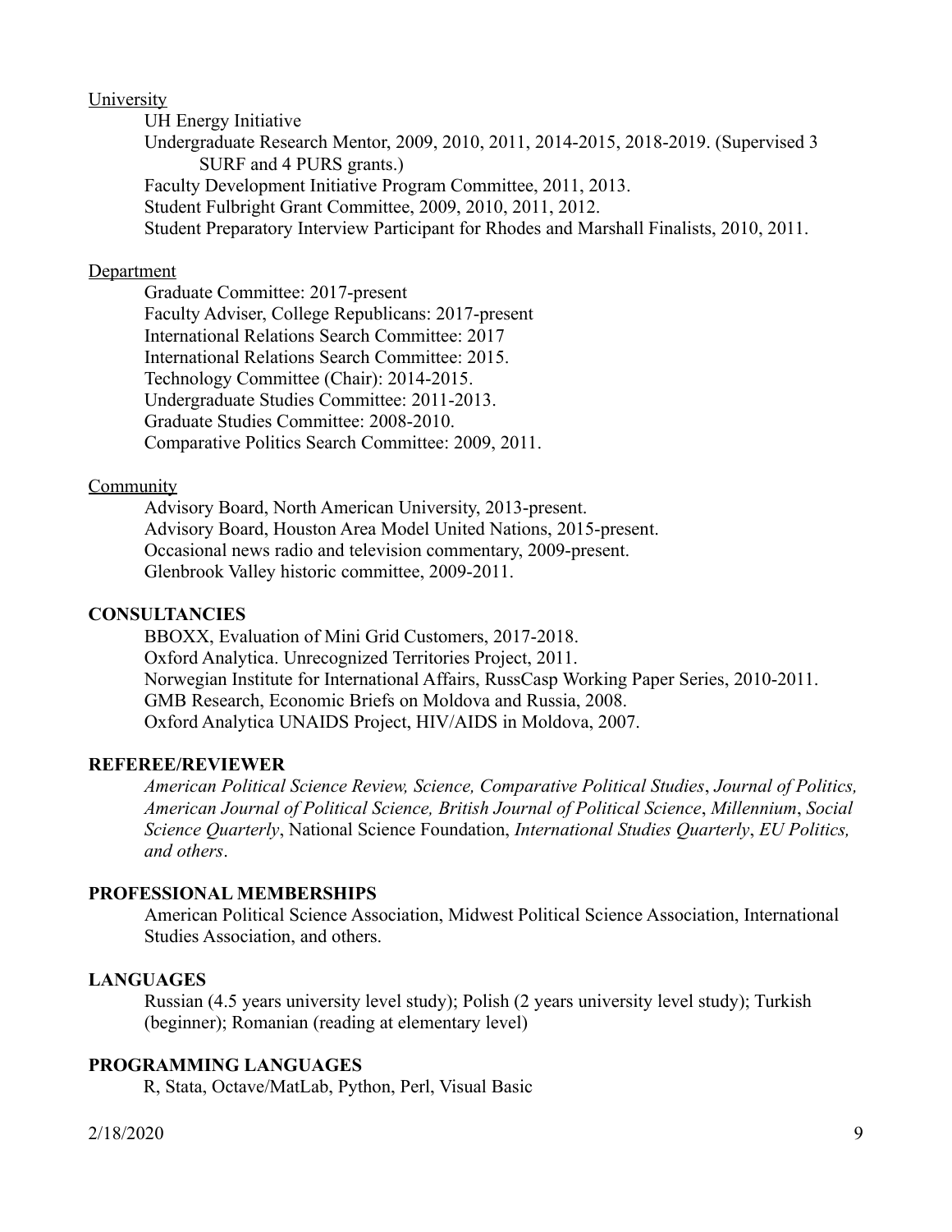University

UH Energy Initiative
Undergraduate Research Mentor, 2009, 2010, 2011, 2014-2015, 2018-2019. (Supervised 3 SURF and 4 PURS grants.)
Faculty Development Initiative Program Committee, 2011, 2013.
Student Fulbright Grant Committee, 2009, 2010, 2011, 2012.
Student Preparatory Interview Participant for Rhodes and Marshall Finalists, 2010, 2011.

Department

Graduate Committee: 2017-present
Faculty Adviser, College Republicans: 2017-present
International Relations Search Committee: 2017
International Relations Search Committee: 2015.
Technology Committee (Chair): 2014-2015.
Undergraduate Studies Committee: 2011-2013.
Graduate Studies Committee: 2008-2010.
Comparative Politics Search Committee: 2009, 2011.

Community

Advisory Board, North American University, 2013-present.
Advisory Board, Houston Area Model United Nations, 2015-present.
Occasional news radio and television commentary, 2009-present.
Glenbrook Valley historic committee, 2009-2011.

## CONSULTANCIES

BBOXX, Evaluation of Mini Grid Customers, 2017-2018.
Oxford Analytica. Unrecognized Territories Project, 2011.
Norwegian Institute for International Affairs, RussCasp Working Paper Series, 2010-2011.
GMB Research, Economic Briefs on Moldova and Russia, 2008.
Oxford Analytica UNAIDS Project, HIV/AIDS in Moldova, 2007.

## REFEREE/REVIEWER

*American Political Science Review, Science, Comparative Political Studies*, *Journal of Politics, American Journal of Political Science, British Journal of Political Science*, *Millennium*, *Social Science Quarterly*, National Science Foundation, *International Studies Quarterly*, *EU Politics, and others*.

## PROFESSIONAL MEMBERSHIPS

American Political Science Association, Midwest Political Science Association, International Studies Association, and others.

## LANGUAGES

Russian (4.5 years university level study); Polish (2 years university level study); Turkish (beginner); Romanian (reading at elementary level)

## PROGRAMMING LANGUAGES

R, Stata, Octave/MatLab, Python, Perl, Visual Basic